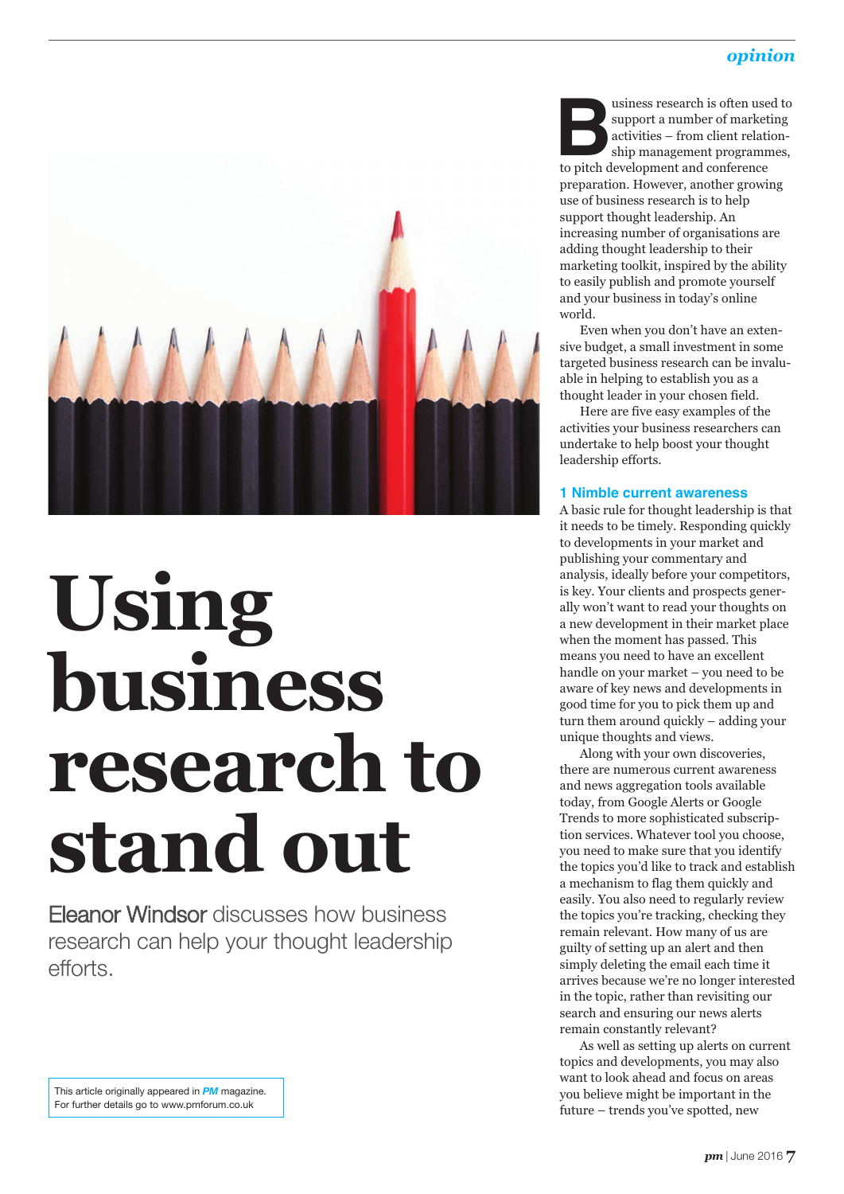# Using business research to stand out

Eleanor Windsor discusses how business research can help your thought leadership efforts.

This article originally appeared in *PM* magazine. For further details go to www.pmforum.co.uk

Business research is often used to support a number of marketing activities – from client relationship management programmes, to pitch development and conference preparation. However, another growing use of business research is to help support thought leadership. An increasing number of organisations are adding thought leadership to their marketing toolkit, inspired by the ability to easily publish and promote yourself and your business in today's online world.

Even when you don't have an extensive budget, a small investment in some targeted business research can be invaluable in helping to establish you as a thought leader in your chosen field.

Here are five easy examples of the activities your business researchers can undertake to help boost your thought leadership efforts.

### 1 Nimble current awareness

A basic rule for thought leadership is that it needs to be timely. Responding quickly to developments in your market and publishing your commentary and analysis, ideally before your competitors, is key. Your clients and prospects generally won't want to read your thoughts on a new development in their market place when the moment has passed. This means you need to have an excellent handle on your market – you need to be aware of key news and developments in good time for you to pick them up and turn them around quickly – adding your unique thoughts and views.

Along with your own discoveries, there are numerous current awareness and news aggregation tools available today, from Google Alerts or Google Trends to more sophisticated subscription services. Whatever tool you choose, you need to make sure that you identify the topics you'd like to track and establish a mechanism to flag them quickly and easily. You also need to regularly review the topics you're tracking, checking they remain relevant. How many of us are guilty of setting up an alert and then simply deleting the email each time it arrives because we're no longer interested in the topic, rather than revisiting our search and ensuring our news alerts remain constantly relevant?

As well as setting up alerts on current topics and developments, you may also want to look ahead and focus on areas you believe might be important in the future – trends you've spotted, new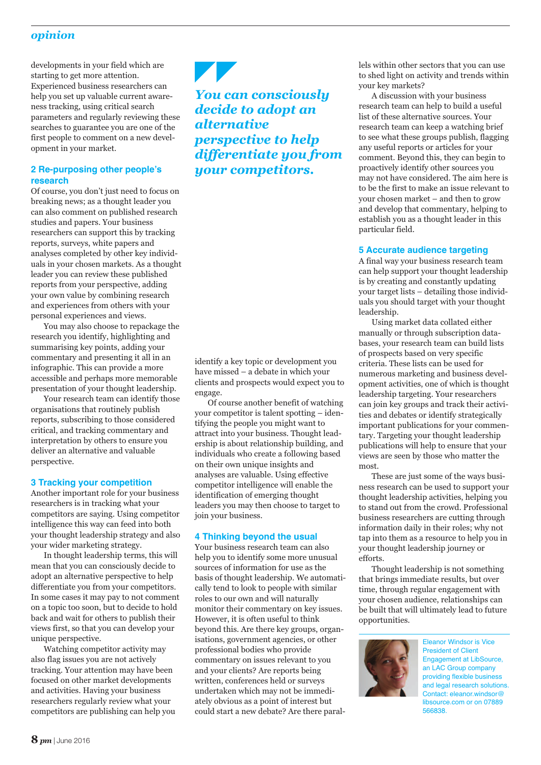developments in your field which are starting to get more attention. Experienced business researchers can help you set up valuable current awareness tracking, using critical search parameters and regularly reviewing these searches to guarantee you are one of the first people to comment on a new development in your market.

## 2 Re-purposing other people's research

Of course, you don't just need to focus on breaking news; as a thought leader you can also comment on published research studies and papers. Your business researchers can support this by tracking reports, surveys, white papers and analyses completed by other key individuals in your chosen markets. As a thought leader you can review these published reports from your perspective, adding your own value by combining research and experiences from others with your personal experiences and views.

You may also choose to repackage the research you identify, highlighting and summarising key points, adding your commentary and presenting it all in an infographic. This can provide a more accessible and perhaps more memorable presentation of your thought leadership.

Your research team can identify those organisations that routinely publish reports, subscribing to those considered critical, and tracking commentary and interpretation by others to ensure you deliver an alternative and valuable perspective.

## 3 Tracking your competition

Another important role for your business researchers is in tracking what your competitors are saying. Using competitor intelligence this way can feed into both your thought leadership strategy and also your wider marketing strategy.

In thought leadership terms, this will mean that you can consciously decide to adopt an alternative perspective to help differentiate you from your competitors. In some cases it may pay to not comment on a topic too soon, but to decide to hold back and wait for others to publish their views first, so that you can develop your unique perspective.

Watching competitor activity may also flag issues you are not actively tracking. Your attention may have been focused on other market developments and activities. Having your business researchers regularly review what your competitors are publishing can help you identify a key topic or development you have missed – a debate in which your clients and prospects would expect you to engage.

> ***You can consciously decide to adopt an alternative perspective to help differentiate you from your competitors.***

Of course another benefit of watching your competitor is talent spotting – identifying the people you might want to attract into your business. Thought leadership is about relationship building, and individuals who create a following based on their own unique insights and analyses are valuable. Using effective competitor intelligence will enable the identification of emerging thought leaders you may then choose to target to join your business.

## 4 Thinking beyond the usual

Your business research team can also help you to identify some more unusual sources of information for use as the basis of thought leadership. We automatically tend to look to people with similar roles to our own and will naturally monitor their commentary on key issues. However, it is often useful to think beyond this. Are there key groups, organisations, government agencies, or other professional bodies who provide commentary on issues relevant to you and your clients? Are reports being written, conferences held or surveys undertaken which may not be immediately obvious as a point of interest but could start a new debate? Are there parallels within other sectors that you can use to shed light on activity and trends within your key markets?

A discussion with your business research team can help to build a useful list of these alternative sources. Your research team can keep a watching brief to see what these groups publish, flagging any useful reports or articles for your comment. Beyond this, they can begin to proactively identify other sources you may not have considered. The aim here is to be the first to make an issue relevant to your chosen market – and then to grow and develop that commentary, helping to establish you as a thought leader in this particular field.

## 5 Accurate audience targeting

A final way your business research team can help support your thought leadership is by creating and constantly updating your target lists – detailing those individuals you should target with your thought leadership.

Using market data collated either manually or through subscription databases, your research team can build lists of prospects based on very specific criteria. These lists can be used for numerous marketing and business development activities, one of which is thought leadership targeting. Your researchers can join key groups and track their activities and debates or identify strategically important publications for your commentary. Targeting your thought leadership publications will help to ensure that your views are seen by those who matter the most.

These are just some of the ways business research can be used to support your thought leadership activities, helping you to stand out from the crowd. Professional business researchers are cutting through information daily in their roles; why not tap into them as a resource to help you in your thought leadership journey or efforts.

Thought leadership is not something that brings immediate results, but over time, through regular engagement with your chosen audience, relationships can be built that will ultimately lead to future opportunities.

Eleanor Windsor is Vice President of Client Engagement at LibSource, an LAC Group company providing flexible business and legal research solutions. Contact: eleanor.windsor@libsource.com or on 07889 566838.